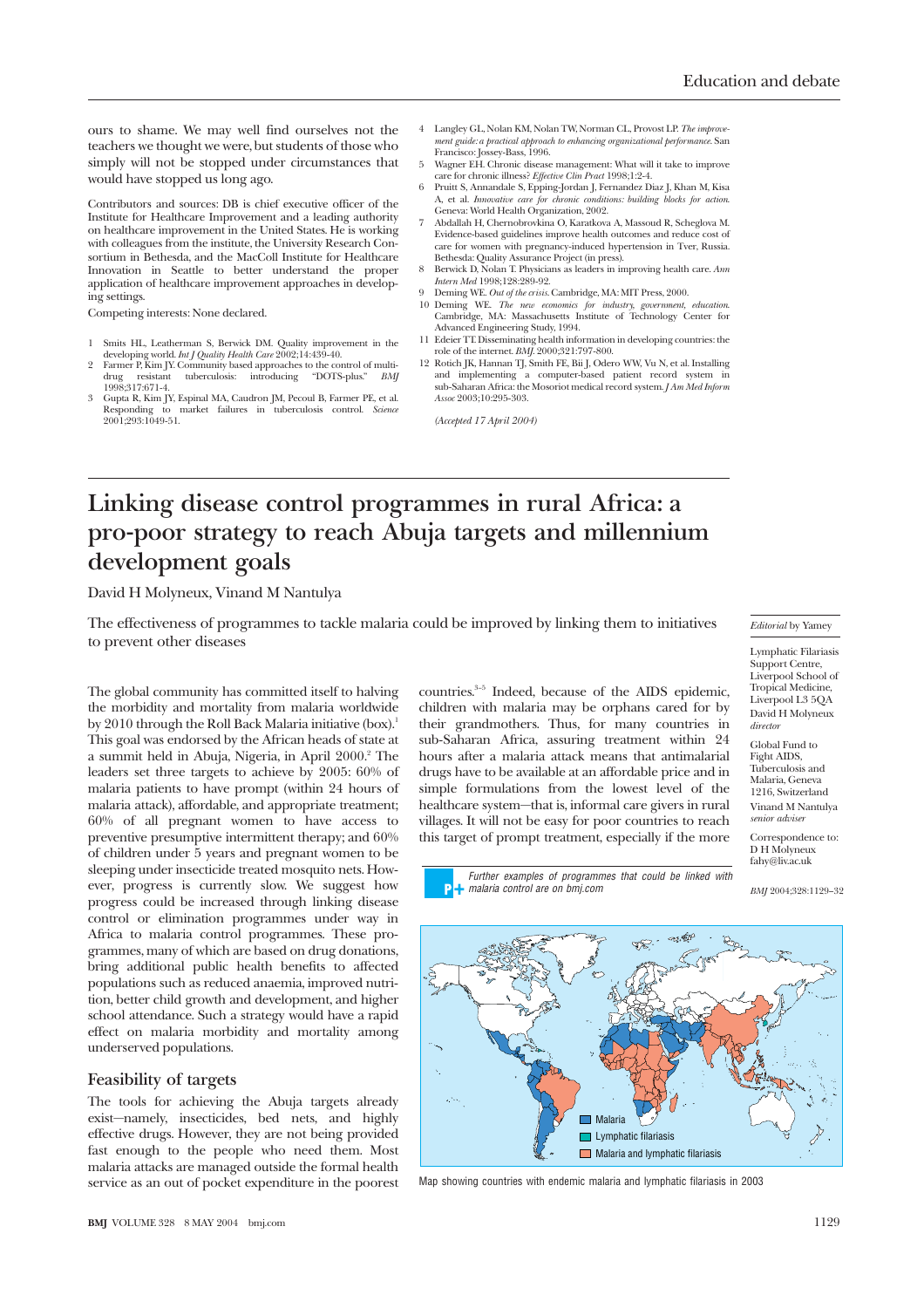ours to shame. We may well find ourselves not the teachers we thought we were, but students of those who simply will not be stopped under circumstances that would have stopped us long ago.

Contributors and sources: DB is chief executive officer of the Institute for Healthcare Improvement and a leading authority on healthcare improvement in the United States. He is working with colleagues from the institute, the University Research Consortium in Bethesda, and the MacColl Institute for Healthcare Innovation in Seattle to better understand the proper application of healthcare improvement approaches in developing settings.

Competing interests: None declared.

1. Smits HL, Leatherman S, Berwick DM. Quality improvement in the developing world. *Int J Quality Health Care* 2002;14:439-40.
2. Farmer P, Kim JY. Community based approaches to the control of multidrug resistant tuberculosis: introducing "DOTS-plus." *BMJ* 1998;317:671-4.
3. Gupta R, Kim JY, Espinal MA, Caudron JM, Pecoul B, Farmer PE, et al. Responding to market failures in tuberculosis control. *Science* 2001;293:1049-51.
4. Langley GL, Nolan KM, Nolan TW, Norman CL, Provost LP. *The improvement guide: a practical approach to enhancing organizational performance.* San Francisco: Jossey-Bass, 1996.
5. Wagner EH. Chronic disease management: What will it take to improve care for chronic illness? *Effective Clin Pract* 1998;1:2-4.
6. Pruitt S, Annandale S, Epping-Jordan J, Fernandez Diaz J, Khan M, Kisa A, et al. *Innovative care for chronic conditions: building blocks for action.* Geneva: World Health Organization, 2002.
7. Abdallah H, Chernobrovkina O, Karatkova A, Massoud R, Scheglova M. Evidence-based guidelines improve health outcomes and reduce cost of care for women with pregnancy-induced hypertension in Tver, Russia. Bethesda: Quality Assurance Project (in press).
8. Berwick D, Nolan T. Physicians as leaders in improving health care. *Ann Intern Med* 1998;128:289-92.
9. Deming WE. *Out of the crisis.* Cambridge, MA: MIT Press, 2000.
10. Deming WE. *The new economics for industry, government, education.* Cambridge, MA: Massachusetts Institute of Technology Center for Advanced Engineering Study, 1994.
11. Edeier TT. Disseminating health information in developing countries: the role of the internet. *BMJ* 2000;321:797-800.
12. Rotich JK, Hannan TJ, Smith FE, Bii J, Odero WW, Vu N, et al. Installing and implementing a computer-based patient record system in sub-Saharan Africa: the Mosoriot medical record system. *J Am Med Inform Assoc* 2003;10:295-303.

*(Accepted 17 April 2004)*

# Linking disease control programmes in rural Africa: a pro-poor strategy to reach Abuja targets and millennium development goals

David H Molyneux, Vinand M Nantulya

The effectiveness of programmes to tackle malaria could be improved by linking them to initiatives to prevent other diseases

*Editorial* by Yamey

Lymphatic Filariasis Support Centre, Liverpool School of Tropical Medicine, Liverpool L3 5QA
David H Molyneux *director*

Global Fund to Fight AIDS, Tuberculosis and Malaria, Geneva 1216, Switzerland
Vinand M Nantulya *senior adviser*

Correspondence to: D H Molyneux fahy@liv.ac.uk

The global community has committed itself to halving the morbidity and mortality from malaria worldwide by 2010 through the Roll Back Malaria initiative (box).[1] This goal was endorsed by the African heads of state at a summit held in Abuja, Nigeria, in April 2000.[2] The leaders set three targets to achieve by 2005: 60% of malaria patients to have prompt (within 24 hours of malaria attack), affordable, and appropriate treatment; 60% of all pregnant women to have access to preventive presumptive intermittent therapy; and 60% of children under 5 years and pregnant women to be sleeping under insecticide treated mosquito nets. However, progress is currently slow. We suggest how progress could be increased through linking disease control or elimination programmes under way in Africa to malaria control programmes. These programmes, many of which are based on drug donations, bring additional public health benefits to affected populations such as reduced anaemia, improved nutrition, better child growth and development, and higher school attendance. Such a strategy would have a rapid effect on malaria morbidity and mortality among underserved populations.

## Feasibility of targets

The tools for achieving the Abuja targets already exist—namely, insecticides, bed nets, and highly effective drugs. However, they are not being provided fast enough to the people who need them. Most malaria attacks are managed outside the formal health service as an out of pocket expenditure in the poorest countries.[3-5] Indeed, because of the AIDS epidemic, children with malaria may be orphans cared for by their grandmothers. Thus, for many countries in sub-Saharan Africa, assuring treatment within 24 hours after a malaria attack means that antimalarial drugs have to be available at an affordable price and in simple formulations from the lowest level of the healthcare system—that is, informal care givers in rural villages. It will not be easy for poor countries to reach this target of prompt treatment, especially if the more

*Further examples of programmes that could be linked with malaria control are on bmj.com*

Malaria
Lymphatic filariasis
Malaria and lymphatic filariasis

Map showing countries with endemic malaria and lymphatic filariasis in 2003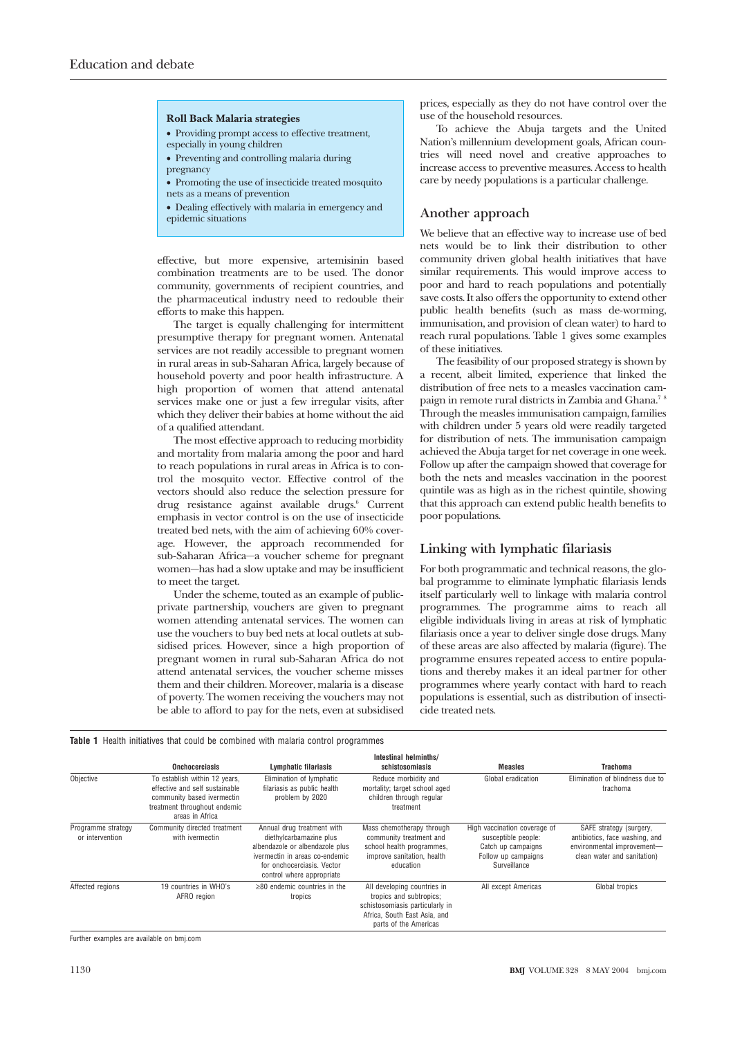**Roll Back Malaria strategies**

- Providing prompt access to effective treatment, especially in young children
- Preventing and controlling malaria during pregnancy
- Promoting the use of insecticide treated mosquito nets as a means of prevention
- Dealing effectively with malaria in emergency and epidemic situations

effective, but more expensive, artemisinin based combination treatments are to be used. The donor community, governments of recipient countries, and the pharmaceutical industry need to redouble their efforts to make this happen.

The target is equally challenging for intermittent presumptive therapy for pregnant women. Antenatal services are not readily accessible to pregnant women in rural areas in sub-Saharan Africa, largely because of household poverty and poor health infrastructure. A high proportion of women that attend antenatal services make one or just a few irregular visits, after which they deliver their babies at home without the aid of a qualified attendant.

The most effective approach to reducing morbidity and mortality from malaria among the poor and hard to reach populations in rural areas in Africa is to control the mosquito vector. Effective control of the vectors should also reduce the selection pressure for drug resistance against available drugs.[6] Current emphasis in vector control is on the use of insecticide treated bed nets, with the aim of achieving 60% coverage. However, the approach recommended for sub-Saharan Africa—a voucher scheme for pregnant women—has had a slow uptake and may be insufficient to meet the target.

Under the scheme, touted as an example of public-private partnership, vouchers are given to pregnant women attending antenatal services. The women can use the vouchers to buy bed nets at local outlets at subsidised prices. However, since a high proportion of pregnant women in rural sub-Saharan Africa do not attend antenatal services, the voucher scheme misses them and their children. Moreover, malaria is a disease of poverty. The women receiving the vouchers may not be able to afford to pay for the nets, even at subsidised prices, especially as they do not have control over the use of the household resources.

To achieve the Abuja targets and the United Nation's millennium development goals, African countries will need novel and creative approaches to increase access to preventive measures. Access to health care by needy populations is a particular challenge.

## Another approach

We believe that an effective way to increase use of bed nets would be to link their distribution to other community driven global health initiatives that have similar requirements. This would improve access to poor and hard to reach populations and potentially save costs. It also offers the opportunity to extend other public health benefits (such as mass de-worming, immunisation, and provision of clean water) to hard to reach rural populations. Table 1 gives some examples of these initiatives.

The feasibility of our proposed strategy is shown by a recent, albeit limited, experience that linked the distribution of free nets to a measles vaccination campaign in remote rural districts in Zambia and Ghana.[7 8] Through the measles immunisation campaign, families with children under 5 years old were readily targeted for distribution of nets. The immunisation campaign achieved the Abuja target for net coverage in one week. Follow up after the campaign showed that coverage for both the nets and measles vaccination in the poorest quintile was as high as in the richest quintile, showing that this approach can extend public health benefits to poor populations.

## Linking with lymphatic filariasis

For both programmatic and technical reasons, the global programme to eliminate lymphatic filariasis lends itself particularly well to linkage with malaria control programmes. The programme aims to reach all eligible individuals living in areas at risk of lymphatic filariasis once a year to deliver single dose drugs. Many of these areas are also affected by malaria (figure). The programme ensures repeated access to entire populations and thereby makes it an ideal partner for other programmes where yearly contact with hard to reach populations is essential, such as distribution of insecticide treated nets.

**Table 1** Health initiatives that could be combined with malaria control programmes

| | Onchocerciasis | Lymphatic filariasis | Intestinal helminths/ schistosomiasis | Measles | Trachoma |
|---|---|---|---|---|---|
| Objective | To establish within 12 years, effective and self sustainable community based ivermectin treatment throughout endemic areas in Africa | Elimination of lymphatic filariasis as public health problem by 2020 | Reduce morbidity and mortality; target school aged children through regular treatment | Global eradication | Elimination of blindness due to trachoma |
| Programme strategy or intervention | Community directed treatment with ivermectin | Annual drug treatment with diethylcarbamazine plus albendazole or albendazole plus ivermectin in areas co-endemic for onchocerciasis. Vector control where appropriate | Mass chemotherapy through community treatment and school health programmes, improve sanitation, health education | High vaccination coverage of susceptible people: Catch up campaigns Follow up campaigns Surveillance | SAFE strategy (surgery, antibiotics, face washing, and environmental improvement—clean water and sanitation) |
| Affected regions | 19 countries in WHO's AFRO region | ≥80 endemic countries in the tropics | All developing countries in tropics and subtropics; schistosomiasis particularly in Africa, South East Asia, and parts of the Americas | All except Americas | Global tropics |

Further examples are available on bmj.com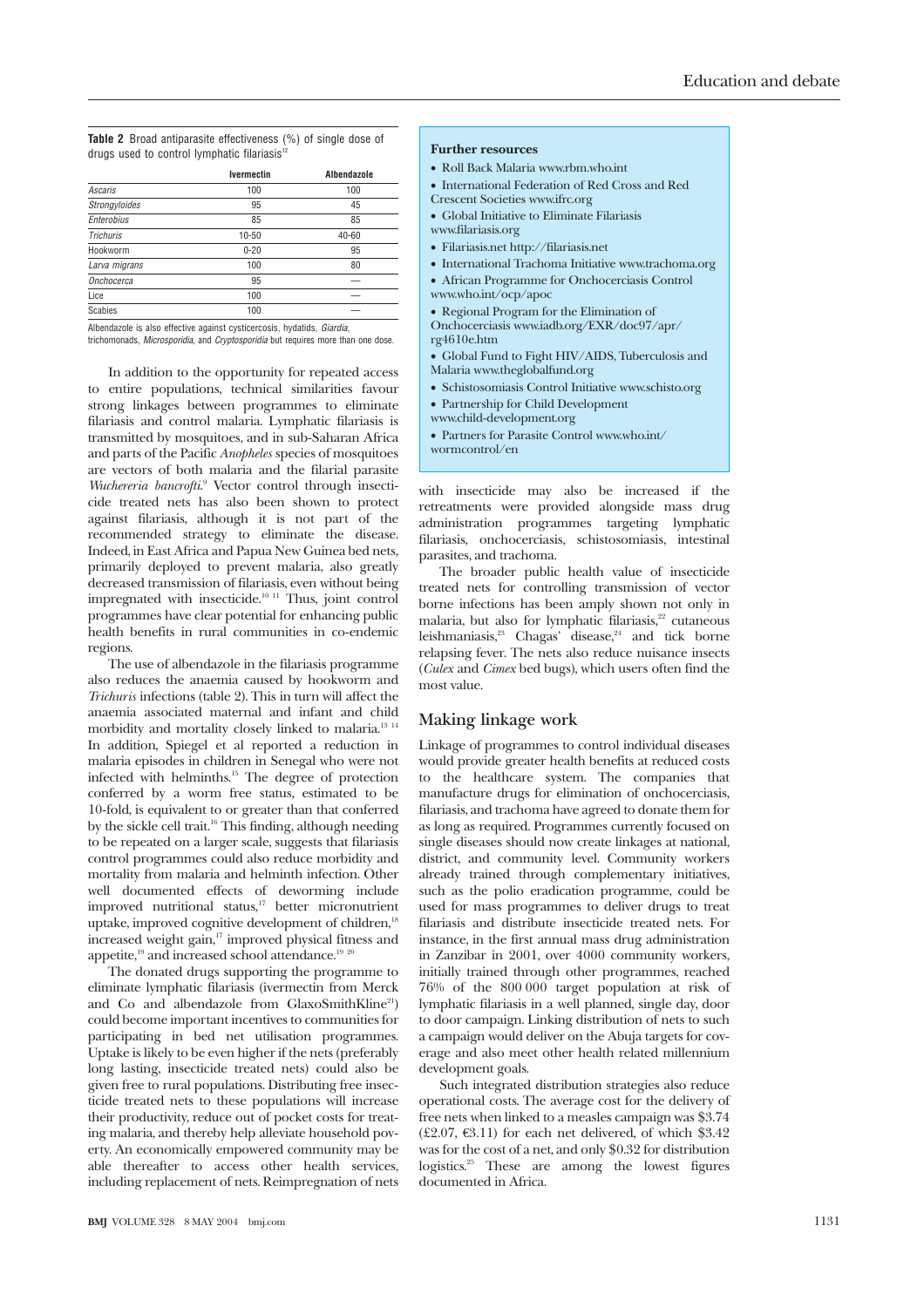**Table 2** Broad antiparasite effectiveness (%) of single dose of drugs used to control lymphatic filariasis[12]

| | Ivermectin | Albendazole |
|---|---|---|
| *Ascaris* | 100 | 100 |
| *Strongyloides* | 95 | 45 |
| *Enterobius* | 85 | 85 |
| *Trichuris* | 10-50 | 40-60 |
| Hookworm | 0-20 | 95 |
| *Larva migrans* | 100 | 80 |
| *Onchocerca* | 95 | — |
| Lice | 100 | — |
| Scabies | 100 | — |

Albendazole is also effective against cysticercosis, hydatids, *Giardia*, trichomonads, *Microsporidia*, and *Cryptosporidia* but requires more than one dose.

In addition to the opportunity for repeated access to entire populations, technical similarities favour strong linkages between programmes to eliminate filariasis and control malaria. Lymphatic filariasis is transmitted by mosquitoes, and in sub-Saharan Africa and parts of the Pacific *Anopheles* species of mosquitoes are vectors of both malaria and the filarial parasite *Wuchereria bancrofti*.[9] Vector control through insecticide treated nets has also been shown to protect against filariasis, although it is not part of the recommended strategy to eliminate the disease. Indeed, in East Africa and Papua New Guinea bed nets, primarily deployed to prevent malaria, also greatly decreased transmission of filariasis, even without being impregnated with insecticide.[10,11] Thus, joint control programmes have clear potential for enhancing public health benefits in rural communities in co-endemic regions.

The use of albendazole in the filariasis programme also reduces the anaemia caused by hookworm and *Trichuris* infections (table 2). This in turn will affect the anaemia associated maternal and infant and child morbidity and mortality closely linked to malaria.[13,14] In addition, Spiegel et al reported a reduction in malaria episodes in children in Senegal who were not infected with helminths.[15] The degree of protection conferred by a worm free status, estimated to be 10-fold, is equivalent to or greater than that conferred by the sickle cell trait.[16] This finding, although needing to be repeated on a larger scale, suggests that filariasis control programmes could also reduce morbidity and mortality from malaria and helminth infection. Other well documented effects of deworming include improved nutritional status,[17] better micronutrient uptake, improved cognitive development of children,[18] increased weight gain,[17] improved physical fitness and appetite,[19] and increased school attendance.[19,20]

The donated drugs supporting the programme to eliminate lymphatic filariasis (ivermectin from Merck and Co and albendazole from GlaxoSmithKline[21]) could become important incentives to communities for participating in bed net utilisation programmes. Uptake is likely to be even higher if the nets (preferably long lasting, insecticide treated nets) could also be given free to rural populations. Distributing free insecticide treated nets to these populations will increase their productivity, reduce out of pocket costs for treating malaria, and thereby help alleviate household poverty. An economically empowered community may be able thereafter to access other health services, including replacement of nets. Reimpregnation of nets with insecticide may also be increased if the retreatments were provided alongside mass drug administration programmes targeting lymphatic filariasis, onchocerciasis, schistosomiasis, intestinal parasites, and trachoma.

The broader public health value of insecticide treated nets for controlling transmission of vector borne infections has been amply shown not only in malaria, but also for lymphatic filariasis,[22] cutaneous leishmaniasis,[23] Chagas' disease,[24] and tick borne relapsing fever. The nets also reduce nuisance insects (*Culex* and *Cimex* bed bugs), which users often find the most value.

**Further resources**

- Roll Back Malaria www.rbm.who.int
- International Federation of Red Cross and Red Crescent Societies www.ifrc.org
- Global Initiative to Eliminate Filariasis www.filariasis.org
- Filariasis.net http://filariasis.net
- International Trachoma Initiative www.trachoma.org
- African Programme for Onchocerciasis Control www.who.int/ocp/apoc
- Regional Program for the Elimination of Onchocerciasis www.iadb.org/EXR/doc97/apr/rg4610e.htm
- Global Fund to Fight HIV/AIDS, Tuberculosis and Malaria www.theglobalfund.org
- Schistosomiasis Control Initiative www.schisto.org
- Partnership for Child Development www.child-development.org
- Partners for Parasite Control www.who.int/wormcontrol/en

## Making linkage work

Linkage of programmes to control individual diseases would provide greater health benefits at reduced costs to the healthcare system. The companies that manufacture drugs for elimination of onchocerciasis, filariasis, and trachoma have agreed to donate them for as long as required. Programmes currently focused on single diseases should now create linkages at national, district, and community level. Community workers already trained through complementary initiatives, such as the polio eradication programme, could be used for mass programmes to deliver drugs to treat filariasis and distribute insecticide treated nets. For instance, in the first annual mass drug administration in Zanzibar in 2001, over 4000 community workers, initially trained through other programmes, reached 76% of the 800 000 target population at risk of lymphatic filariasis in a well planned, single day, door to door campaign. Linking distribution of nets to such a campaign would deliver on the Abuja targets for coverage and also meet other health related millennium development goals.

Such integrated distribution strategies also reduce operational costs. The average cost for the delivery of free nets when linked to a measles campaign was \$3.74 (£2.07, €3.11) for each net delivered, of which \$3.42 was for the cost of a net, and only \$0.32 for distribution logistics.[25] These are among the lowest figures documented in Africa.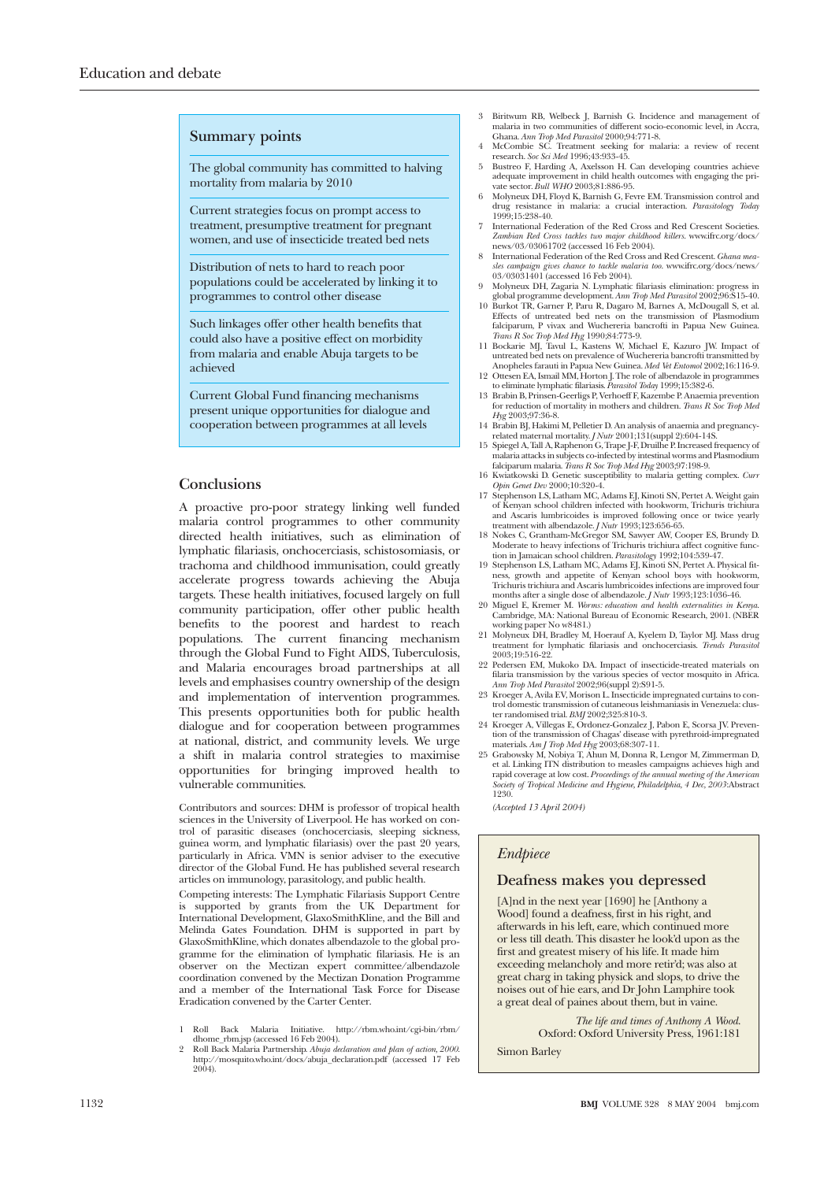## Summary points

The global community has committed to halving mortality from malaria by 2010

Current strategies focus on prompt access to treatment, presumptive treatment for pregnant women, and use of insecticide treated bed nets

Distribution of nets to hard to reach poor populations could be accelerated by linking it to programmes to control other disease

Such linkages offer other health benefits that could also have a positive effect on morbidity from malaria and enable Abuja targets to be achieved

Current Global Fund financing mechanisms present unique opportunities for dialogue and cooperation between programmes at all levels

## Conclusions

A proactive pro-poor strategy linking well funded malaria control programmes to other community directed health initiatives, such as elimination of lymphatic filariasis, onchocerciasis, schistosomiasis, or trachoma and childhood immunisation, could greatly accelerate progress towards achieving the Abuja targets. These health initiatives, focused largely on full community participation, offer other public health benefits to the poorest and hardest to reach populations. The current financing mechanism through the Global Fund to Fight AIDS, Tuberculosis, and Malaria encourages broad partnerships at all levels and emphasises country ownership of the design and implementation of intervention programmes. This presents opportunities both for public health dialogue and for cooperation between programmes at national, district, and community levels. We urge a shift in malaria control strategies to maximise opportunities for bringing improved health to vulnerable communities.

Contributors and sources: DHM is professor of tropical health sciences in the University of Liverpool. He has worked on control of parasitic diseases (onchocerciasis, sleeping sickness, guinea worm, and lymphatic filariasis) over the past 20 years, particularly in Africa. VMN is senior adviser to the executive director of the Global Fund. He has published several research articles on immunology, parasitology, and public health.

Competing interests: The Lymphatic Filariasis Support Centre is supported by grants from the UK Department for International Development, GlaxoSmithKline, and the Bill and Melinda Gates Foundation. DHM is supported in part by GlaxoSmithKline, which donates albendazole to the global programme for the elimination of lymphatic filariasis. He is an observer on the Mectizan expert committee/albendazole coordination convened by the Mectizan Donation Programme and a member of the International Task Force for Disease Eradication convened by the Carter Center.

1. Roll Back Malaria Initiative. http://rbm.who.int/cgi-bin/rbm/dhome_rbm.jsp (accessed 16 Feb 2004).
2. Roll Back Malaria Partnership. *Abuja declaration and plan of action, 2000.* http://mosquito.who.int/docs/abuja_declaration.pdf (accessed 17 Feb 2004).
3. Biritwum RB, Welbeck J, Barnish G. Incidence and management of malaria in two communities of different socio-economic level, in Accra, Ghana. *Ann Trop Med Parasitol* 2000;94:771-8.
4. McCombie SC. Treatment seeking for malaria: a review of recent research. *Soc Sci Med* 1996;43:933-45.
5. Bustreo F, Harding A, Axelsson H. Can developing countries achieve adequate improvement in child health outcomes with engaging the private sector. *Bull WHO* 2003;81:886-95.
6. Molyneux DH, Floyd K, Barnish G, Fevre EM. Transmission control and drug resistance in malaria: a crucial interaction. *Parasitology Today* 1999;15:238-40.
7. International Federation of the Red Cross and Red Crescent Societies. *Zambian Red Cross tackles two major childhood killers.* www.ifrc.org/docs/news/03/03061702 (accessed 16 Feb 2004).
8. International Federation of the Red Cross and Red Crescent. *Ghana measles campaign gives chance to tackle malaria too.* www.ifrc.org/docs/news/03/03031401 (accessed 16 Feb 2004).
9. Molyneux DH, Zagaria N. Lymphatic filariasis elimination: progress in global programme development. *Ann Trop Med Parasitol* 2002;96:S15-40.
10. Burkot TR, Garner P, Paru R, Dagaro M, Barnes A, McDougall S, et al. Effects of untreated bed nets on the transmission of Plasmodium falciparum, P vivax and Wuchereria bancrofti in Papua New Guinea. *Trans R Soc Trop Med Hyg* 1990;84:773-9.
11. Bockarie MJ, Tavul L, Kastens W, Michael E, Kazuro JW. Impact of untreated bed nets on prevalence of Wuchereria bancrofti transmitted by Anopheles farauti in Papua New Guinea. *Med Vet Entomol* 2002;16:116-9.
12. Ottesen EA, Ismail MM, Horton J. The role of albendazole in programmes to eliminate lymphatic filariasis. *Parasitol Today* 1999;15:382-6.
13. Brabin B, Prinsen-Geerligs P, Verhoeff F, Kazembe P. Anaemia prevention for reduction of mortality in mothers and children. *Trans R Soc Trop Med Hyg* 2003;97:36-8.
14. Brabin BJ, Hakimi M, Pelletier D. An analysis of anaemia and pregnancy-related maternal mortality. *J Nutr* 2001;131(suppl 2):604-14S.
15. Spiegel A, Tall A, Raphenon G, Trape J-F, Druilhe P. Increased frequency of malaria attacks in subjects co-infected by intestinal worms and Plasmodium falciparum malaria. *Trans R Soc Trop Med Hyg* 2003;97:198-9.
16. Kwiatkowski D. Genetic susceptibility to malaria getting complex. *Curr Opin Genet Dev* 2000;10:320-4.
17. Stephenson LS, Latham MC, Adams EJ, Kinoti SN, Pertet A. Weight gain of Kenyan school children infected with hookworm, Trichuris trichiura and Ascaris lumbricoides is improved following once or twice yearly treatment with albendazole. *J Nutr* 1993;123:656-65.
18. Nokes C, Grantham-McGregor SM, Sawyer AW, Cooper ES, Brundy D. Moderate to heavy infections of Trichuris trichiura affect cognitive function in Jamaican school children. *Parasitology* 1992;104:539-47.
19. Stephenson LS, Latham MC, Adams EJ, Kinoti SN, Pertet A. Physical fitness, growth and appetite of Kenyan school boys with hookworm, Trichuris trichiura and Ascaris lumbricoides infections are improved four months after a single dose of albendazole. *J Nutr* 1993;123:1036-46.
20. Miguel E, Kremer M. *Worms: education and health externalities in Kenya.* Cambridge, MA: National Bureau of Economic Research, 2001. (NBER working paper No w8481.)
21. Molyneux DH, Bradley M, Hoerauf A, Kyelem D, Taylor MJ. Mass drug treatment for lymphatic filariasis and onchocerciasis. *Trends Parasitol* 2003;19:516-22.
22. Pedersen EM, Mukoko DA. Impact of insecticide-treated materials on filaria transmission by the various species of vector mosquito in Africa. *Ann Trop Med Parasitol* 2002;96(suppl 2):S91-5.
23. Kroeger A, Avila EV, Morison L. Insecticide impregnated curtains to control domestic transmission of cutaneous leishmaniasis in Venezuela: cluster randomised trial. *BMJ* 2002;325:810-3.
24. Kroeger A, Villegas E, Ordonez-Gonzalez J, Pabon E, Scorsa JV. Prevention of the transmission of Chagas' disease with pyrethroid-impregnated materials. *Am J Trop Med Hyg* 2003;68:307-11.
25. Grabowsky M, Nobiya T, Ahun M, Donna R, Lengor M, Zimmerman D, et al. Linking ITN distribution to measles campaigns achieves high and rapid coverage at low cost. *Proceedings of the annual meeting of the American Society of Tropical Medicine and Hygiene, Philadelphia, 4 Dec, 2003*:Abstract 1230.

*(Accepted 13 April 2004)*

### *Endpiece*

## Deafness makes you depressed

[A]nd in the next year [1690] he [Anthony a Wood] found a deafness, first in his right, and afterwards in his left, eare, which continued more or less till death. This disaster he look'd upon as the first and greatest misery of his life. It made him exceeding melancholy and more retir'd; was also at great charg in taking physick and slops, to drive the noises out of hie ears, and Dr John Lamphire took a great deal of paines about them, but in vaine.

*The life and times of Anthony A Wood.* Oxford: Oxford University Press, 1961:181

Simon Barley